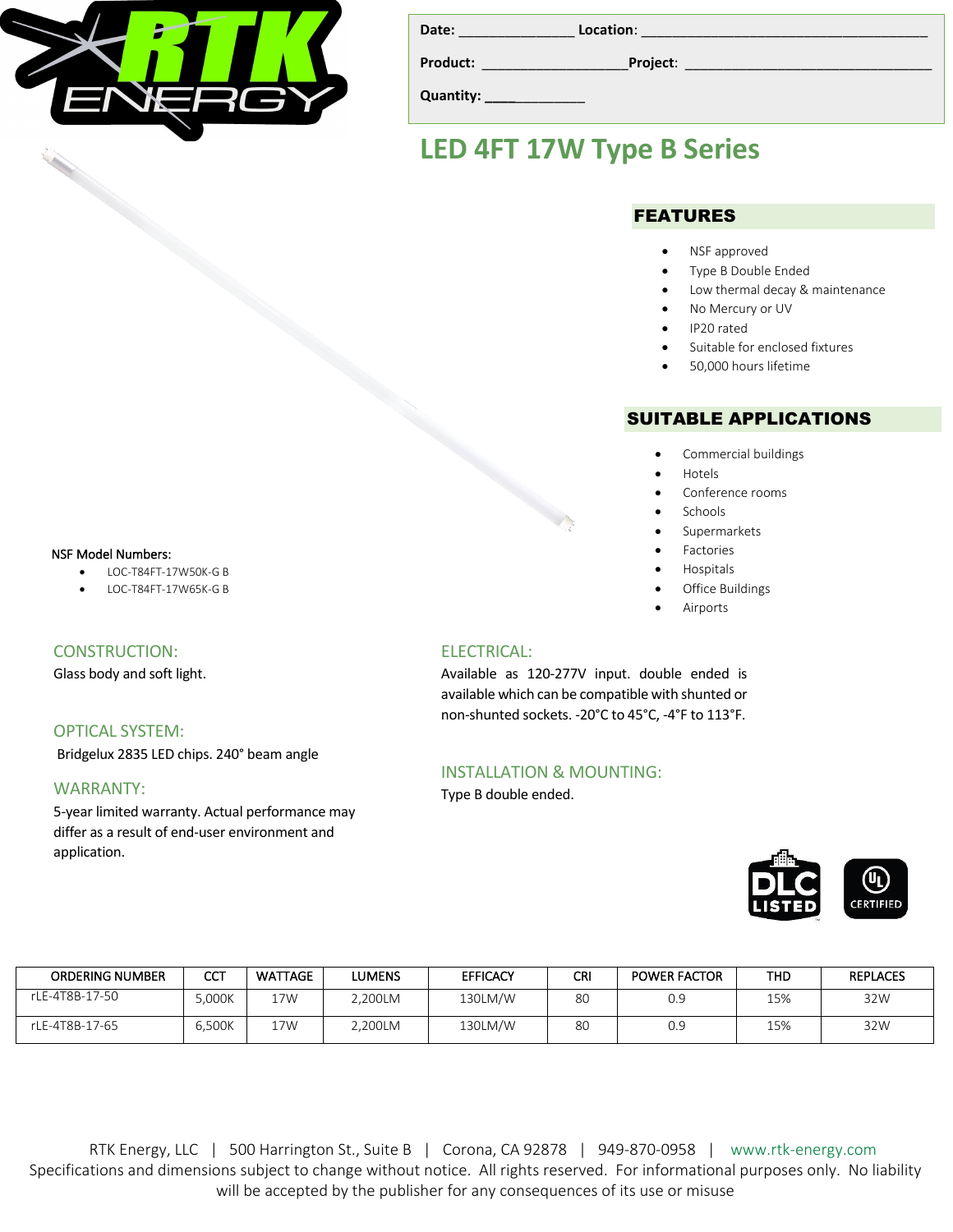RTK ENERGY

Date: _______________ Location: ______________________________________

Product: ___________________Project: _________________________________

Quantity: _____________

# LED 4FT 17W Type B Series

## FEATURES

- NSF approved
- Type B Double Ended
- Low thermal decay & maintenance
- No Mercury or UV
- IP20 rated
- Suitable for enclosed fixtures
- 50,000 hours lifetime

## SUITABLE APPLICATIONS

- Commercial buildings
- Hotels
- Conference rooms
- Schools
- Supermarkets
- Factories
- Hospitals
- Office Buildings
- Airports

NSF Model Numbers:

- LOC-T84FT-17W50K-G B
- LOC-T84FT-17W65K-G B

## CONSTRUCTION:

Glass body and soft light.

## OPTICAL SYSTEM:

Bridgelux 2835 LED chips. 240° beam angle

## WARRANTY:

5-year limited warranty. Actual performance may differ as a result of end-user environment and application.

## ELECTRICAL:

Available as 120-277V input. double ended is available which can be compatible with shunted or non-shunted sockets. -20°C to 45°C, -4°F to 113°F.

## INSTALLATION & MOUNTING:

Type B double ended.

DLC LISTED | UL CERTIFIED

| ORDERING NUMBER | CCT | WATTAGE | LUMENS | EFFICACY | CRI | POWER FACTOR | THD | REPLACES |
|---|---|---|---|---|---|---|---|---|
| rLE-4T8B-17-50 | 5,000K | 17W | 2,200LM | 130LM/W | 80 | 0.9 | 15% | 32W |
| rLE-4T8B-17-65 | 6,500K | 17W | 2,200LM | 130LM/W | 80 | 0.9 | 15% | 32W |

RTK Energy, LLC | 500 Harrington St., Suite B | Corona, CA 92878 | 949-870-0958 | www.rtk-energy.com
Specifications and dimensions subject to change without notice. All rights reserved. For informational purposes only. No liability will be accepted by the publisher for any consequences of its use or misuse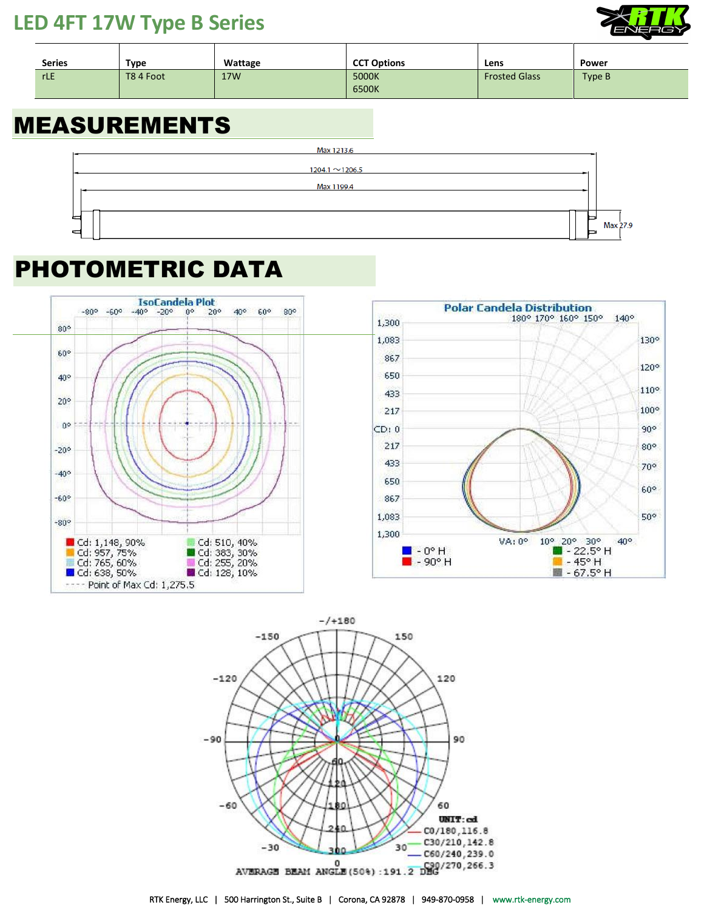# LED 4FT 17W Type B Series

| Series | Type | Wattage | CCT Options | Lens | Power |
|---|---|---|---|---|---|
| rLE | T8 4 Foot | 17W | 5000K<br>6500K | Frosted Glass | Type B |

## MEASUREMENTS

Max 1213.6

1204.1 ～1206.5

Max 1199.4

Max 27.9

## PHOTOMETRIC DATA

IsoCandela Plot

-80° -60° -40° -20° 0° 20° 40° 60° 80°

80° 60° 40° 20° 0° -20° -40° -60° -80°

Cd: 1,148, 90%
Cd: 957, 75%
Cd: 765, 60%
Cd: 638, 50%
Cd: 510, 40%
Cd: 383, 30%
Cd: 255, 20%
Cd: 128, 10%
Point of Max Cd: 1,275.5

Polar Candela Distribution

180° 170° 160° 150° 140°

1,300 1,083 867 650 433 217 CD: 0 217 433 650 867 1,083 1,300

130° 120° 110° 100° 90° 80° 70° 60° 50°

VA: 0° 10° 20° 30° 40°

- 0° H
- 90° H
- 22.5° H
- 45° H
- 67.5° H

-/+180

-150 150 -120 120 -90 90 -60 60 -30 30 0

60 120 180 240 300

UNIT: cd

C0/180, 116.8
C30/210, 142.8
C60/240, 239.0
C90/270, 266.3

AVERAGE BEAM ANGLE(50%):191.2 DEG

RTK Energy, LLC | 500 Harrington St., Suite B | Corona, CA 92878 | 949-870-0958 | www.rtk-energy.com